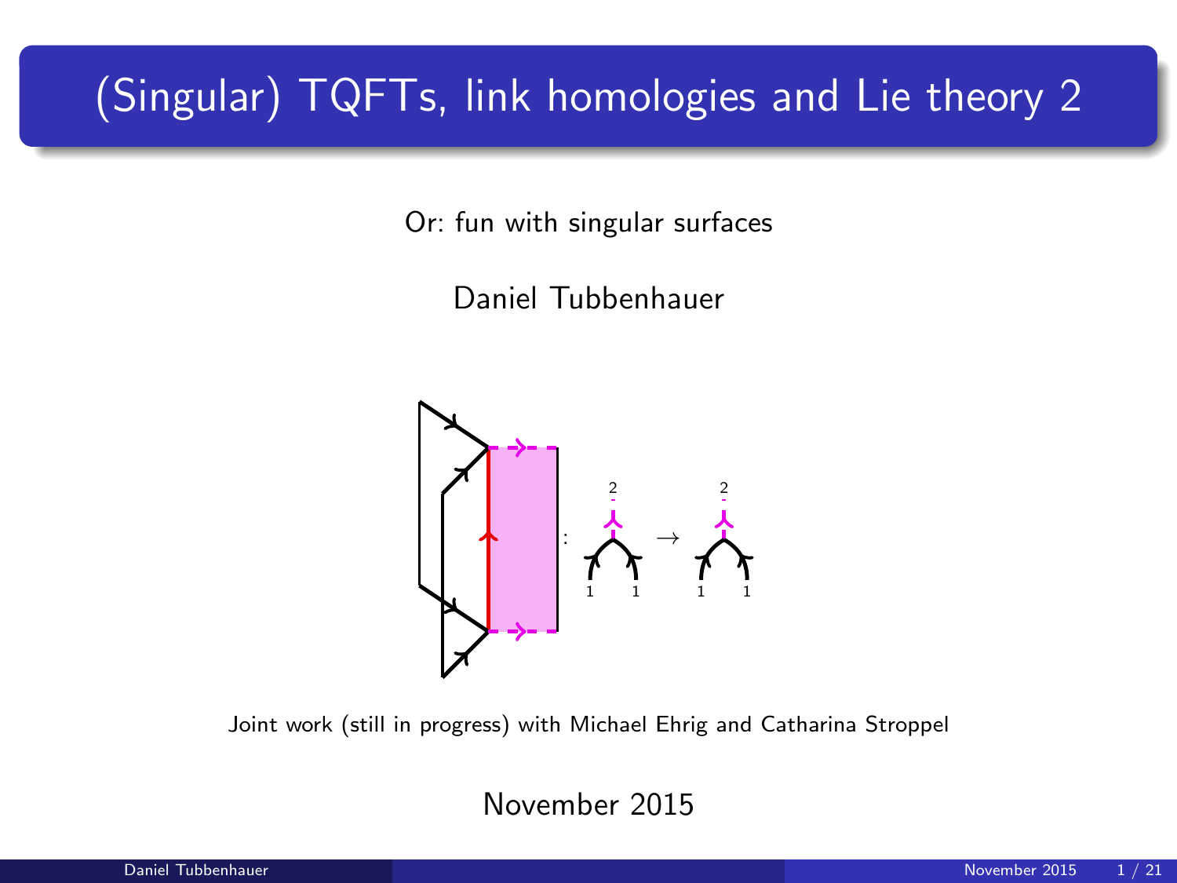# (Singular) TQFTs, link homologies and Lie theory 2

Or: fun with singular surfaces

Daniel Tubbenhauer

Joint work (still in progress) with Michael Ehrig and Catharina Stroppel

November 2015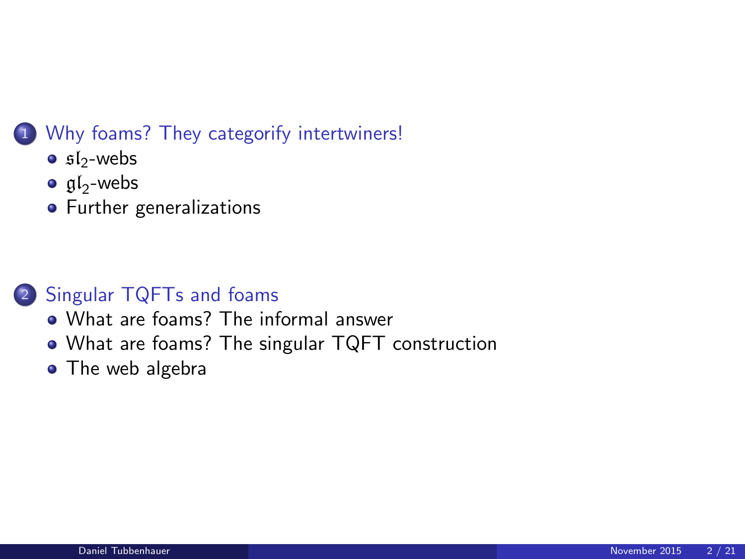1. Why foams? They categorify intertwiners!
   - $\mathfrak{sl}_2$-webs
   - $\mathfrak{gl}_2$-webs
   - Further generalizations

2. Singular TQFTs and foams
   - What are foams? The informal answer
   - What are foams? The singular TQFT construction
   - The web algebra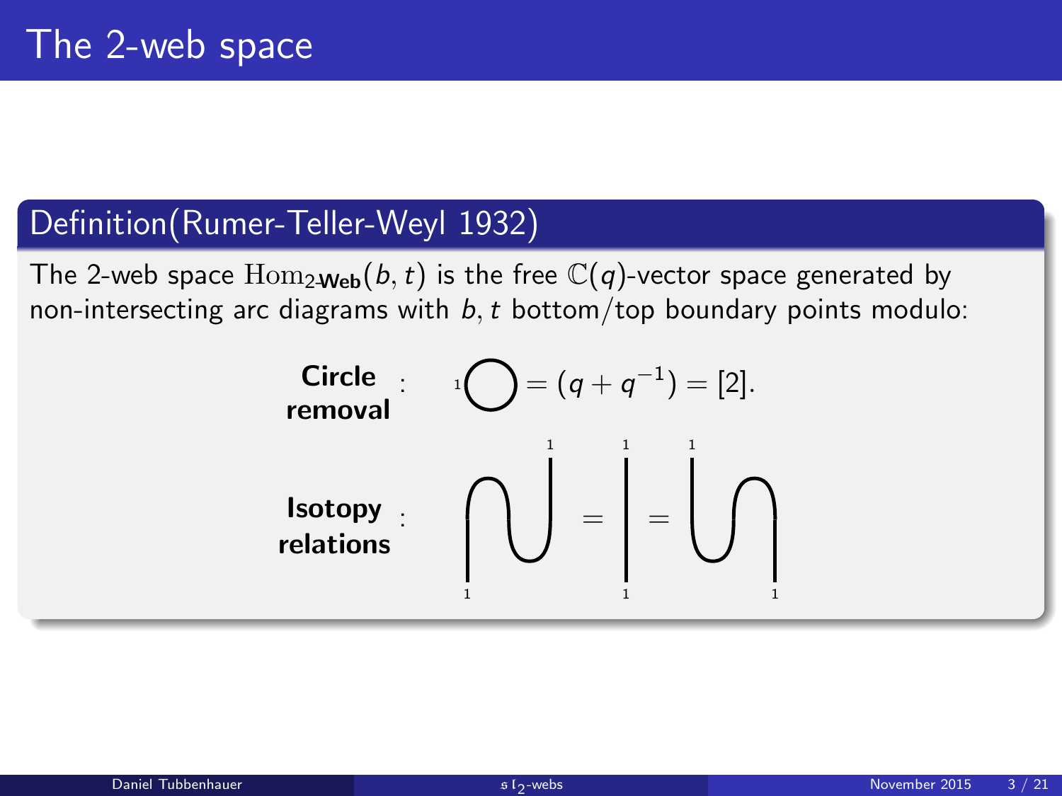# The 2-web space

## Definition(Rumer-Teller-Weyl 1932)

The 2-web space $\mathrm{Hom}_{2\text{-}\mathbf{Web}}(b, t)$ is the free $\mathbb{C}(q)$-vector space generated by non-intersecting arc diagrams with $b, t$ bottom/top boundary points modulo:

**Circle removal** : $= (q + q^{-1}) = [2].$

**Isotopy relations** : $=$ $=$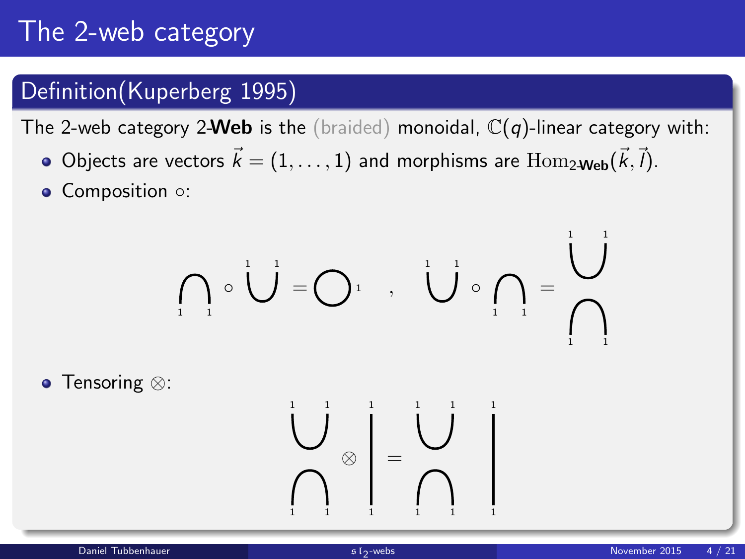# The 2-web category

## Definition(Kuperberg 1995)

The 2-web category 2-**Web** is the (braided) monoidal, $\mathbb{C}(q)$-linear category with:

- Objects are vectors $\vec{k} = (1, \ldots, 1)$ and morphisms are $\mathrm{Hom}_{2\text{-}\mathbf{Web}}(\vec{k}, \vec{l})$.
- Composition $\circ$:

$$\bigcap_{1\ 1} \circ \overset{1\ 1}{\bigcup} = \bigcirc^{1} \quad , \quad \overset{1\ 1}{\bigcup} \circ \bigcap_{1\ 1} = \begin{matrix} \overset{1\ 1}{\bigcup} \\ \bigcap_{1\ 1} \end{matrix}$$

- Tensoring $\otimes$:

$$\begin{matrix} \overset{1\ 1}{\bigcup} \\ \bigcap_{1\ 1} \end{matrix} \otimes \Big|^{1}_{1} = \begin{matrix} \overset{1\ 1}{\bigcup} \\ \bigcap_{1\ 1} \end{matrix} \ \Big|^{1}_{1}$$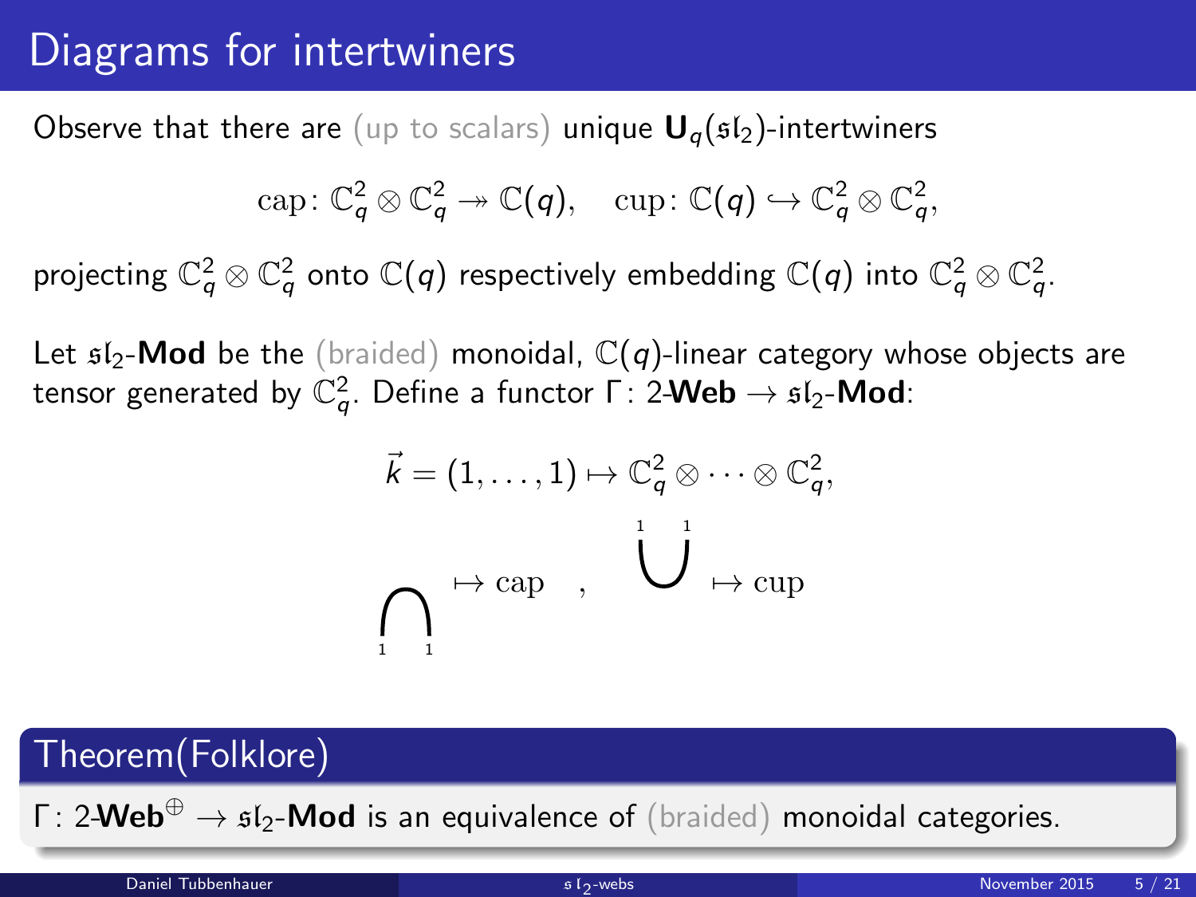# Diagrams for intertwiners

Observe that there are (up to scalars) unique $\mathbf{U}_q(\mathfrak{sl}_2)$-intertwiners

$$\mathrm{cap}\colon \mathbb{C}_q^2 \otimes \mathbb{C}_q^2 \twoheadrightarrow \mathbb{C}(q), \quad \mathrm{cup}\colon \mathbb{C}(q) \hookrightarrow \mathbb{C}_q^2 \otimes \mathbb{C}_q^2,$$

projecting $\mathbb{C}_q^2 \otimes \mathbb{C}_q^2$ onto $\mathbb{C}(q)$ respectively embedding $\mathbb{C}(q)$ into $\mathbb{C}_q^2 \otimes \mathbb{C}_q^2$.

Let $\mathfrak{sl}_2$-**Mod** be the (braided) monoidal, $\mathbb{C}(q)$-linear category whose objects are tensor generated by $\mathbb{C}_q^2$. Define a functor $\Gamma\colon$ 2-**Web** $\to \mathfrak{sl}_2$-**Mod**:

$$\vec{k} = (1, \dots, 1) \mapsto \mathbb{C}_q^2 \otimes \cdots \otimes \mathbb{C}_q^2,$$

$$\bigcap_{1\;\;1} \mapsto \mathrm{cap} \quad , \quad \bigcup^{1\;\;1} \mapsto \mathrm{cup}$$

## Theorem(Folklore)

$\Gamma\colon$ 2-**Web**$^{\oplus} \to \mathfrak{sl}_2$-**Mod** is an equivalence of (braided) monoidal categories.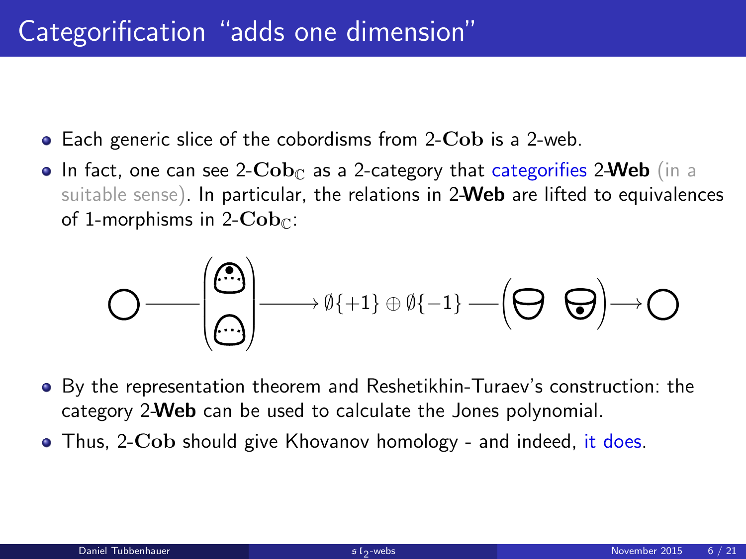# Categorification "adds one dimension"

- Each generic slice of the cobordisms from 2-$\mathbf{Cob}$ is a 2-web.
- In fact, one can see 2-$\mathbf{Cob}_{\mathbb{C}}$ as a 2-category that categorifies 2-**Web** (in a suitable sense). In particular, the relations in 2-**Web** are lifted to equivalences of 1-morphisms in 2-$\mathbf{Cob}_{\mathbb{C}}$:

$$\bigcirc \longrightarrow \emptyset\{+1\} \oplus \emptyset\{-1\} \longrightarrow \bigcirc$$

- By the representation theorem and Reshetikhin-Turaev's construction: the category 2-**Web** can be used to calculate the Jones polynomial.
- Thus, 2-$\mathbf{Cob}$ should give Khovanov homology - and indeed, it does.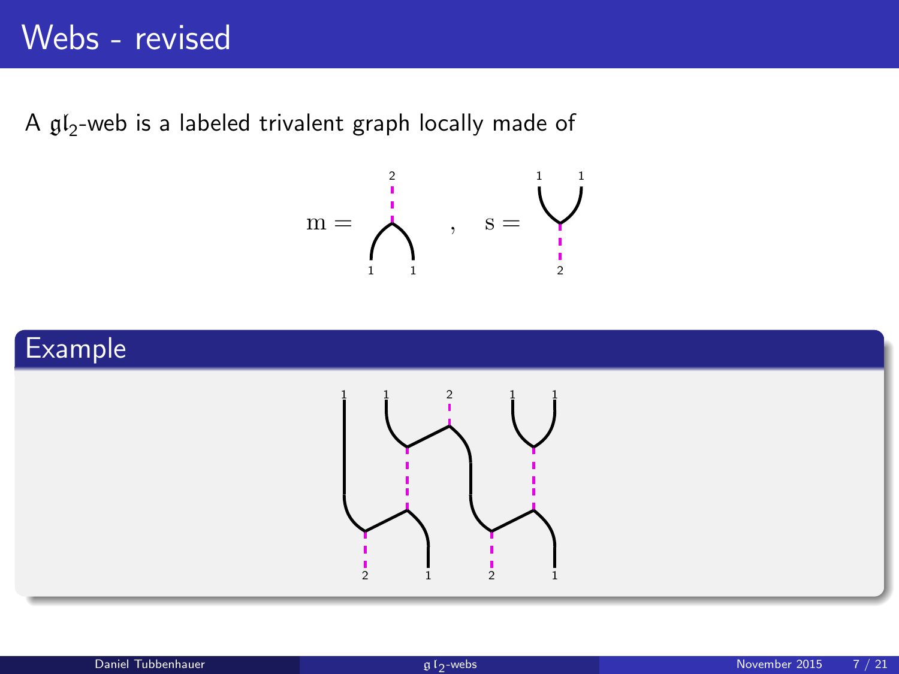# Webs - revised

A $\mathfrak{gl}_2$-web is a labeled trivalent graph locally made of

$$\mathrm{m} = \quad , \quad \mathrm{s} =$$

## Example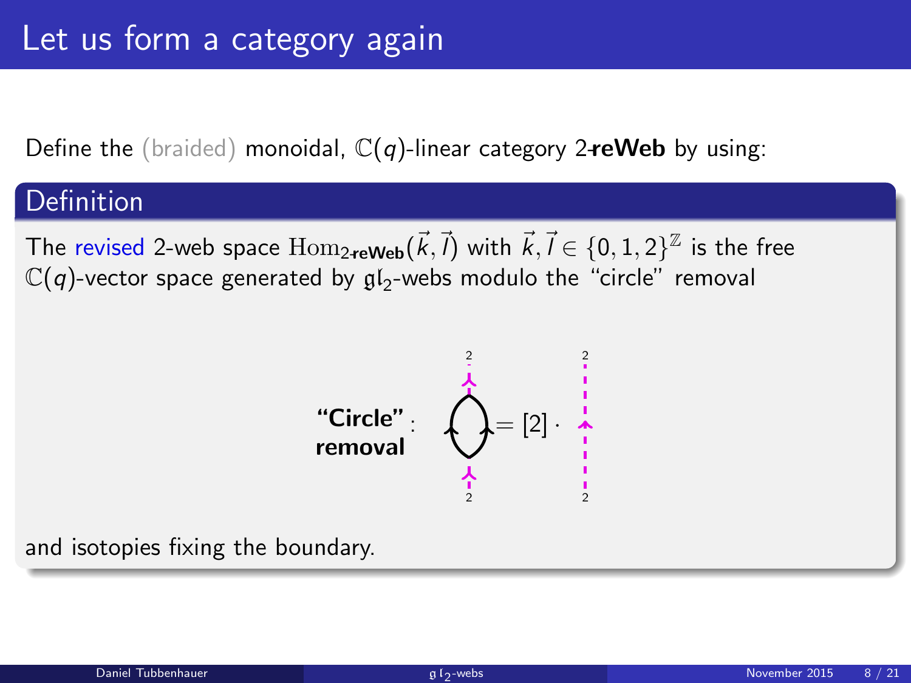# Let us form a category again

Define the (braided) monoidal, $\mathbb{C}(q)$-linear category 2-**reWeb** by using:

## Definition

The revised 2-web space $\mathrm{Hom}_{2\text{-}\mathbf{reWeb}}(\vec{k},\vec{l})$ with $\vec{k},\vec{l} \in \{0,1,2\}^{\mathbb{Z}}$ is the free $\mathbb{C}(q)$-vector space generated by $\mathfrak{gl}_2$-webs modulo the "circle" removal

**"Circle" removal**: $= [2] \cdot$

and isotopies fixing the boundary.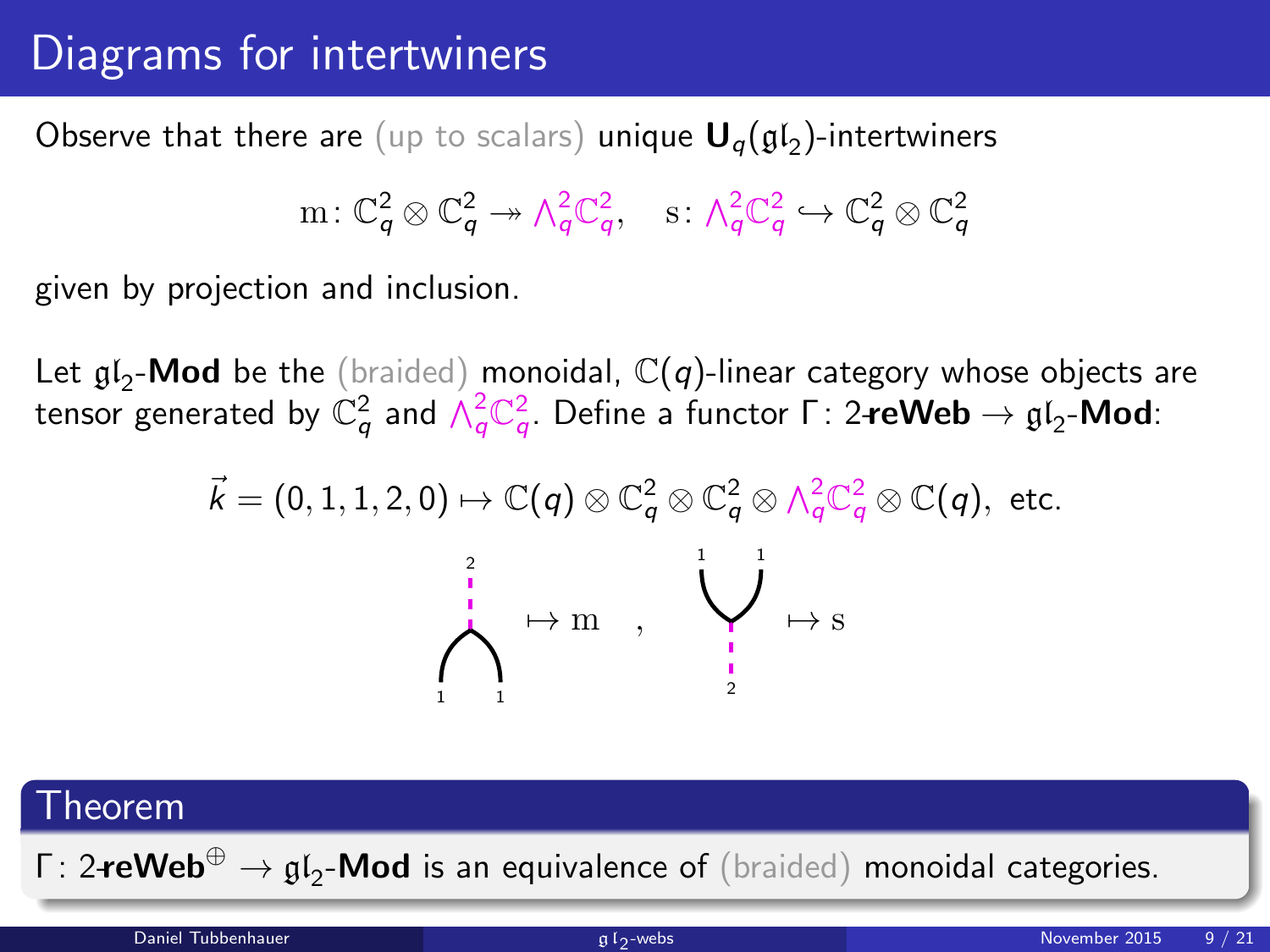# Diagrams for intertwiners

Observe that there are (up to scalars) unique $\mathbf{U}_q(\mathfrak{gl}_2)$-intertwiners

$$\mathrm{m}\colon \mathbb{C}_q^2 \otimes \mathbb{C}_q^2 \twoheadrightarrow \Lambda_q^2\mathbb{C}_q^2, \quad \mathrm{s}\colon \Lambda_q^2\mathbb{C}_q^2 \hookrightarrow \mathbb{C}_q^2 \otimes \mathbb{C}_q^2$$

given by projection and inclusion.

Let $\mathfrak{gl}_2$-**Mod** be the (braided) monoidal, $\mathbb{C}(q)$-linear category whose objects are tensor generated by $\mathbb{C}_q^2$ and $\Lambda_q^2\mathbb{C}_q^2$. Define a functor $\Gamma\colon 2\text{-}\mathbf{reWeb} \to \mathfrak{gl}_2\text{-}\mathbf{Mod}$:

$$\vec{k} = (0,1,1,2,0) \mapsto \mathbb{C}(q) \otimes \mathbb{C}_q^2 \otimes \mathbb{C}_q^2 \otimes \Lambda_q^2\mathbb{C}_q^2 \otimes \mathbb{C}(q), \text{ etc.}$$

(merge web: 1, 1 → 2) $\mapsto \mathrm{m}$ , (split web: 2 → 1, 1) $\mapsto \mathrm{s}$

**Theorem**

$\Gamma\colon 2\text{-}\mathbf{reWeb}^{\oplus} \to \mathfrak{gl}_2\text{-}\mathbf{Mod}$ is an equivalence of (braided) monoidal categories.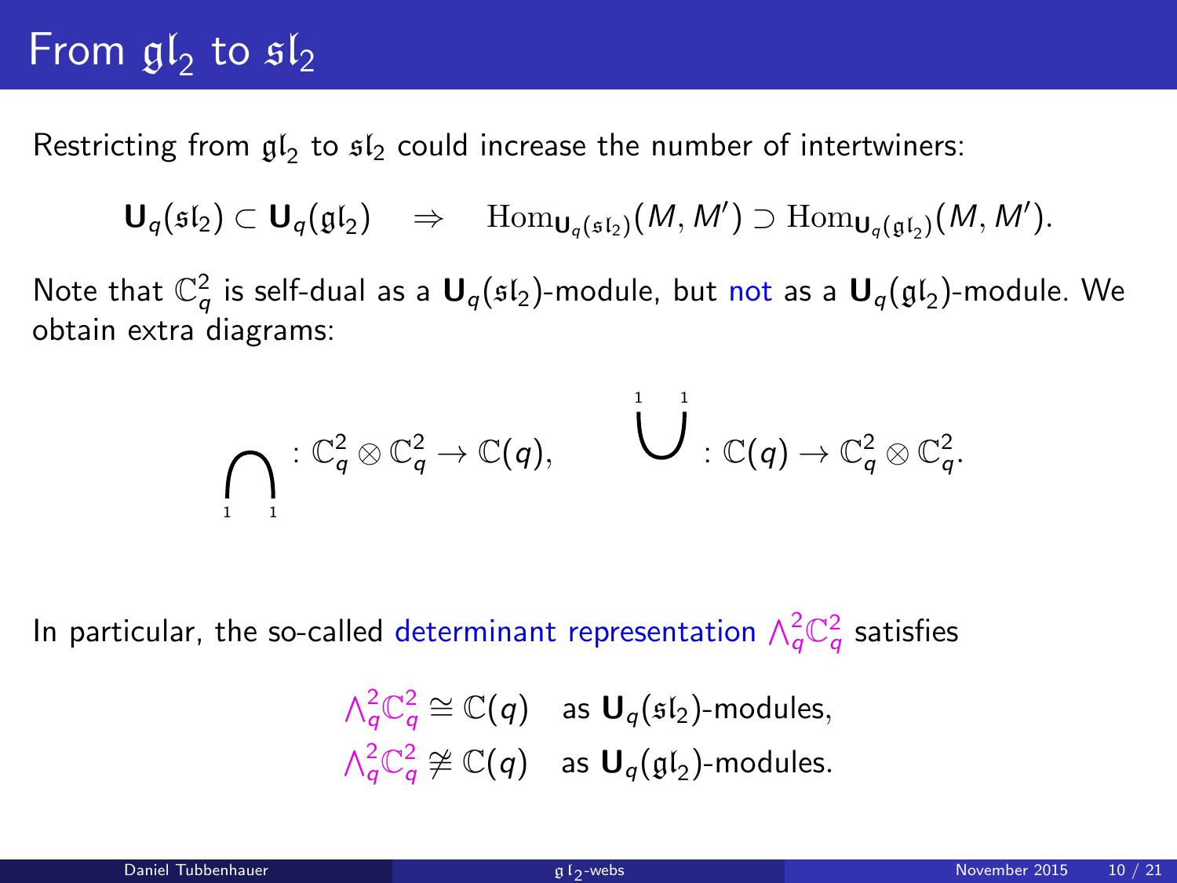# From $\mathfrak{gl}_2$ to $\mathfrak{sl}_2$

Restricting from $\mathfrak{gl}_2$ to $\mathfrak{sl}_2$ could increase the number of intertwiners:

$$\mathbf{U}_q(\mathfrak{sl}_2) \subset \mathbf{U}_q(\mathfrak{gl}_2) \quad \Rightarrow \quad \mathrm{Hom}_{\mathbf{U}_q(\mathfrak{sl}_2)}(M, M') \supset \mathrm{Hom}_{\mathbf{U}_q(\mathfrak{gl}_2)}(M, M').$$

Note that $\mathbb{C}_q^2$ is self-dual as a $\mathbf{U}_q(\mathfrak{sl}_2)$-module, but not as a $\mathbf{U}_q(\mathfrak{gl}_2)$-module. We obtain extra diagrams:

$$\bigcap_{1 \quad 1} : \mathbb{C}_q^2 \otimes \mathbb{C}_q^2 \to \mathbb{C}(q), \qquad \bigcup^{1 \quad 1} : \mathbb{C}(q) \to \mathbb{C}_q^2 \otimes \mathbb{C}_q^2.$$

In particular, the so-called determinant representation $\bigwedge_q^2 \mathbb{C}_q^2$ satisfies

$$\bigwedge_q^2 \mathbb{C}_q^2 \cong \mathbb{C}(q) \quad \text{as } \mathbf{U}_q(\mathfrak{sl}_2)\text{-modules,}$$
$$\bigwedge_q^2 \mathbb{C}_q^2 \ncong \mathbb{C}(q) \quad \text{as } \mathbf{U}_q(\mathfrak{gl}_2)\text{-modules.}$$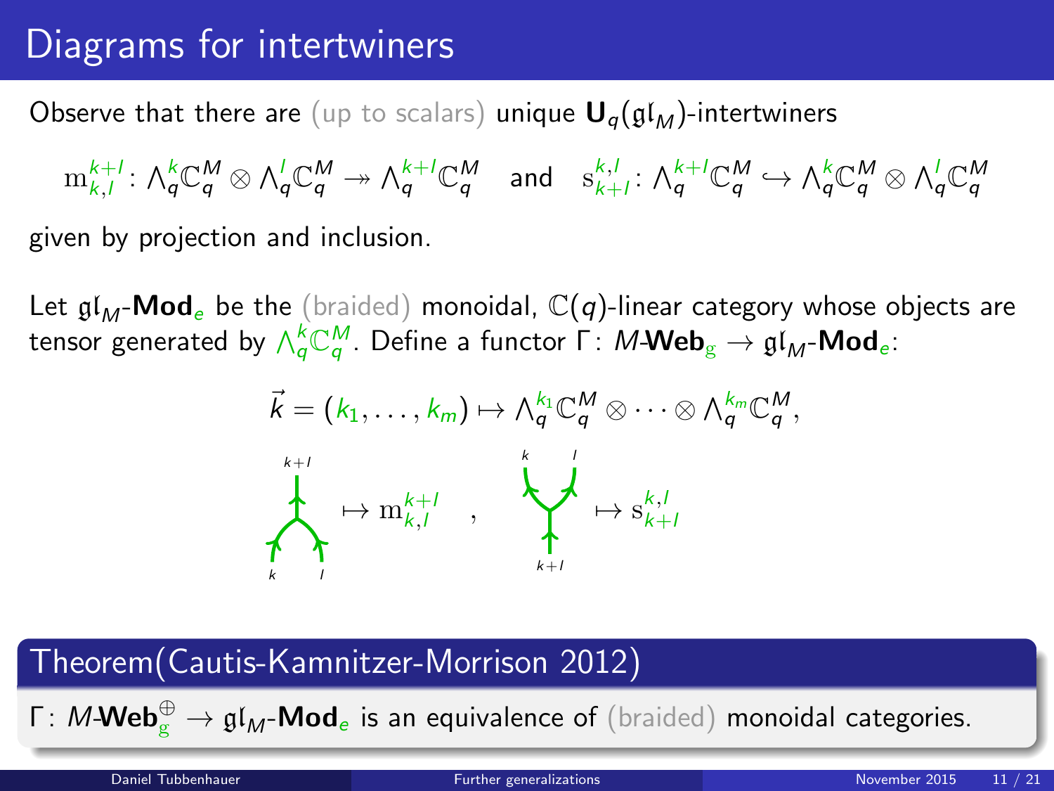# Diagrams for intertwiners

Observe that there are (up to scalars) unique $\mathbf{U}_q(\mathfrak{gl}_M)$-intertwiners

$$\mathrm{m}_{k,l}^{k+l} \colon \textstyle\bigwedge_q^k \mathbb{C}_q^M \otimes \bigwedge_q^l \mathbb{C}_q^M \twoheadrightarrow \bigwedge_q^{k+l} \mathbb{C}_q^M \quad \text{and} \quad \mathrm{s}_{k+l}^{k,l} \colon \bigwedge_q^{k+l} \mathbb{C}_q^M \hookrightarrow \bigwedge_q^k \mathbb{C}_q^M \otimes \bigwedge_q^l \mathbb{C}_q^M$$

given by projection and inclusion.

Let $\mathfrak{gl}_M$-$\mathbf{Mod}_e$ be the (braided) monoidal, $\mathbb{C}(q)$-linear category whose objects are tensor generated by $\bigwedge_q^k \mathbb{C}_q^M$. Define a functor $\Gamma \colon M\text{-}\mathbf{Web}_{\mathrm{g}} \to \mathfrak{gl}_M\text{-}\mathbf{Mod}_e$:

$$\vec{k} = (k_1, \dots, k_m) \mapsto \textstyle\bigwedge_q^{k_1} \mathbb{C}_q^M \otimes \cdots \otimes \bigwedge_q^{k_m} \mathbb{C}_q^M,$$

(merge web with inputs $k$, $l$ and output $k+l$) $\mapsto \mathrm{m}_{k,l}^{k+l}$ , (split web with input $k+l$ and outputs $k$, $l$) $\mapsto \mathrm{s}_{k+l}^{k,l}$

## Theorem(Cautis-Kamnitzer-Morrison 2012)

$\Gamma \colon M\text{-}\mathbf{Web}_{\mathrm{g}}^{\oplus} \to \mathfrak{gl}_M\text{-}\mathbf{Mod}_e$ is an equivalence of (braided) monoidal categories.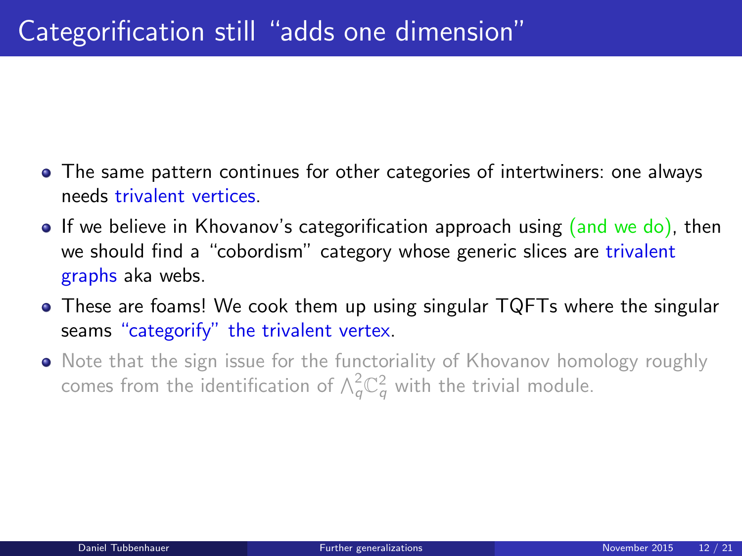# Categorification still "adds one dimension"

- The same pattern continues for other categories of intertwiners: one always needs trivalent vertices.
- If we believe in Khovanov's categorification approach using (and we do), then we should find a "cobordism" category whose generic slices are trivalent graphs aka webs.
- These are foams! We cook them up using singular TQFTs where the singular seams "categorify" the trivalent vertex.
- Note that the sign issue for the functoriality of Khovanov homology roughly comes from the identification of $\wedge_q^2\mathbb{C}_q^2$ with the trivial module.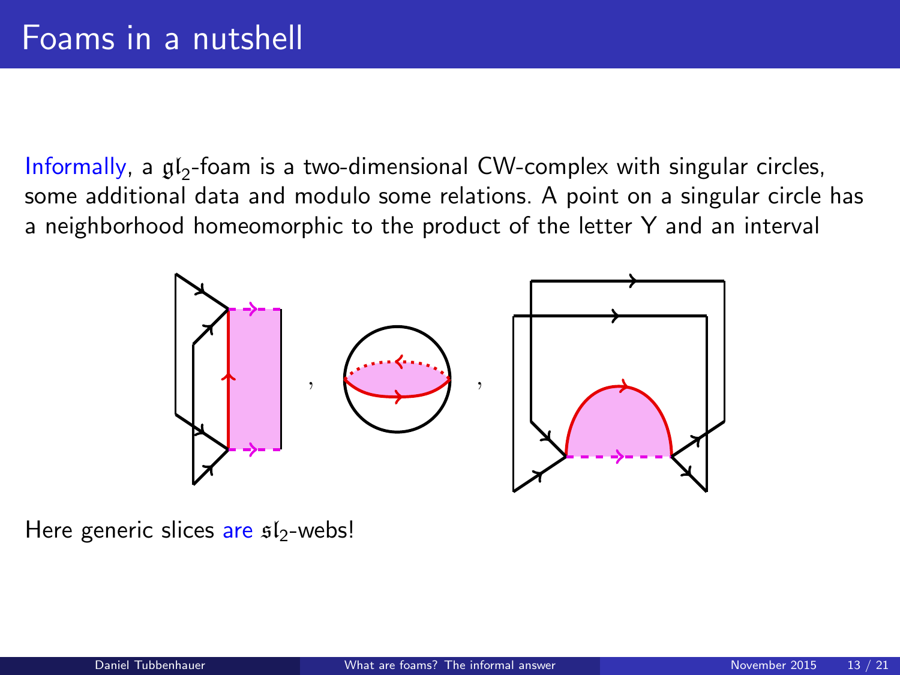# Foams in a nutshell

Informally, a $\mathfrak{gl}_2$-foam is a two-dimensional CW-complex with singular circles, some additional data and modulo some relations. A point on a singular circle has a neighborhood homeomorphic to the product of the letter Y and an interval

Here generic slices are $\mathfrak{sl}_2$-webs!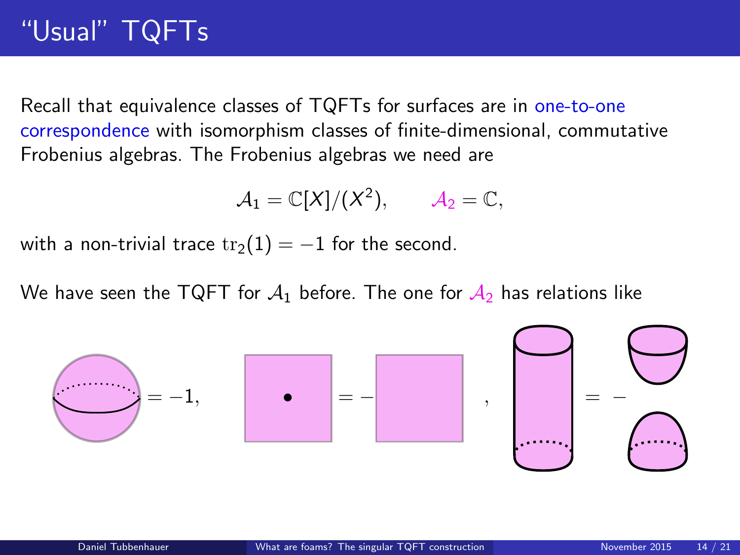# "Usual" TQFTs

Recall that equivalence classes of TQFTs for surfaces are in one-to-one correspondence with isomorphism classes of finite-dimensional, commutative Frobenius algebras. The Frobenius algebras we need are

$$\mathcal{A}_1 = \mathbb{C}[X]/(X^2), \qquad \mathcal{A}_2 = \mathbb{C},$$

with a non-trivial trace $\mathrm{tr}_2(1) = -1$ for the second.

We have seen the TQFT for $\mathcal{A}_1$ before. The one for $\mathcal{A}_2$ has relations like

$= -1,$ $\quad = -$ $\quad , \quad = -$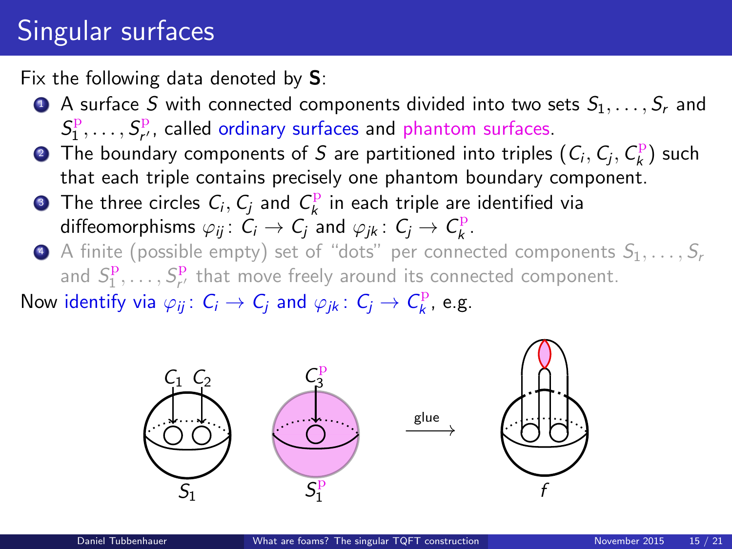# Singular surfaces

Fix the following data denoted by **S**:

1. A surface $S$ with connected components divided into two sets $S_1, \dots, S_r$ and $S_1^{\mathrm{p}}, \dots, S_{r'}^{\mathrm{p}}$, called ordinary surfaces and phantom surfaces.
2. The boundary components of $S$ are partitioned into triples $(C_i, C_j, C_k^{\mathrm{p}})$ such that each triple contains precisely one phantom boundary component.
3. The three circles $C_i, C_j$ and $C_k^{\mathrm{p}}$ in each triple are identified via diffeomorphisms $\varphi_{ij} \colon C_i \to C_j$ and $\varphi_{jk} \colon C_j \to C_k^{\mathrm{p}}$.
4. A finite (possible empty) set of "dots" per connected components $S_1, \dots, S_r$ and $S_1^{\mathrm{p}}, \dots, S_{r'}^{\mathrm{p}}$ that move freely around its connected component.

Now identify via $\varphi_{ij} \colon C_i \to C_j$ and $\varphi_{jk} \colon C_j \to C_k^{\mathrm{p}}$, e.g.

$C_1$ $C_2$ $C_3^{\mathrm{p}}$

$S_1$ $S_1^{\mathrm{p}}$ $\xrightarrow{\text{glue}}$ $f$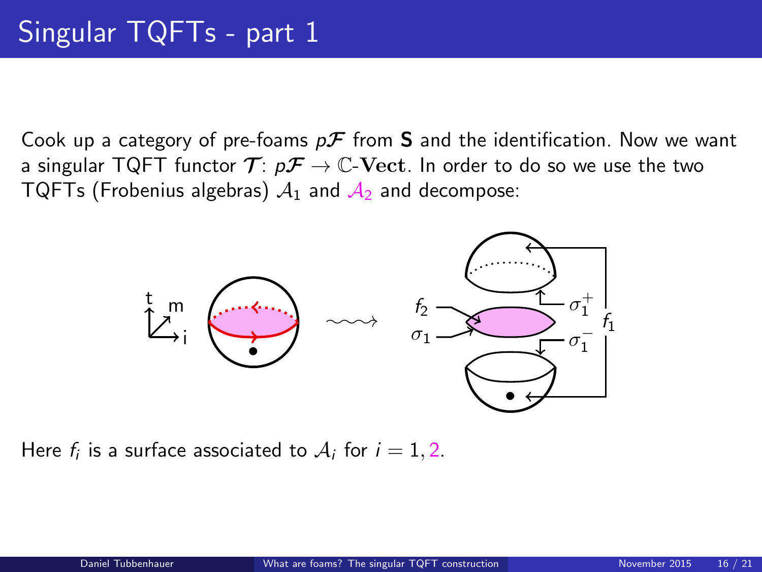# Singular TQFTs - part 1

Cook up a category of pre-foams $p\mathcal{F}$ from **S** and the identification. Now we want a singular TQFT functor $\mathcal{T}$: $p\mathcal{F} \to \mathbb{C}\text{-}\mathbf{Vect}$. In order to do so we use the two TQFTs (Frobenius algebras) $\mathcal{A}_1$ and $\mathcal{A}_2$ and decompose:

Here $f_i$ is a surface associated to $\mathcal{A}_i$ for $i = 1, 2$.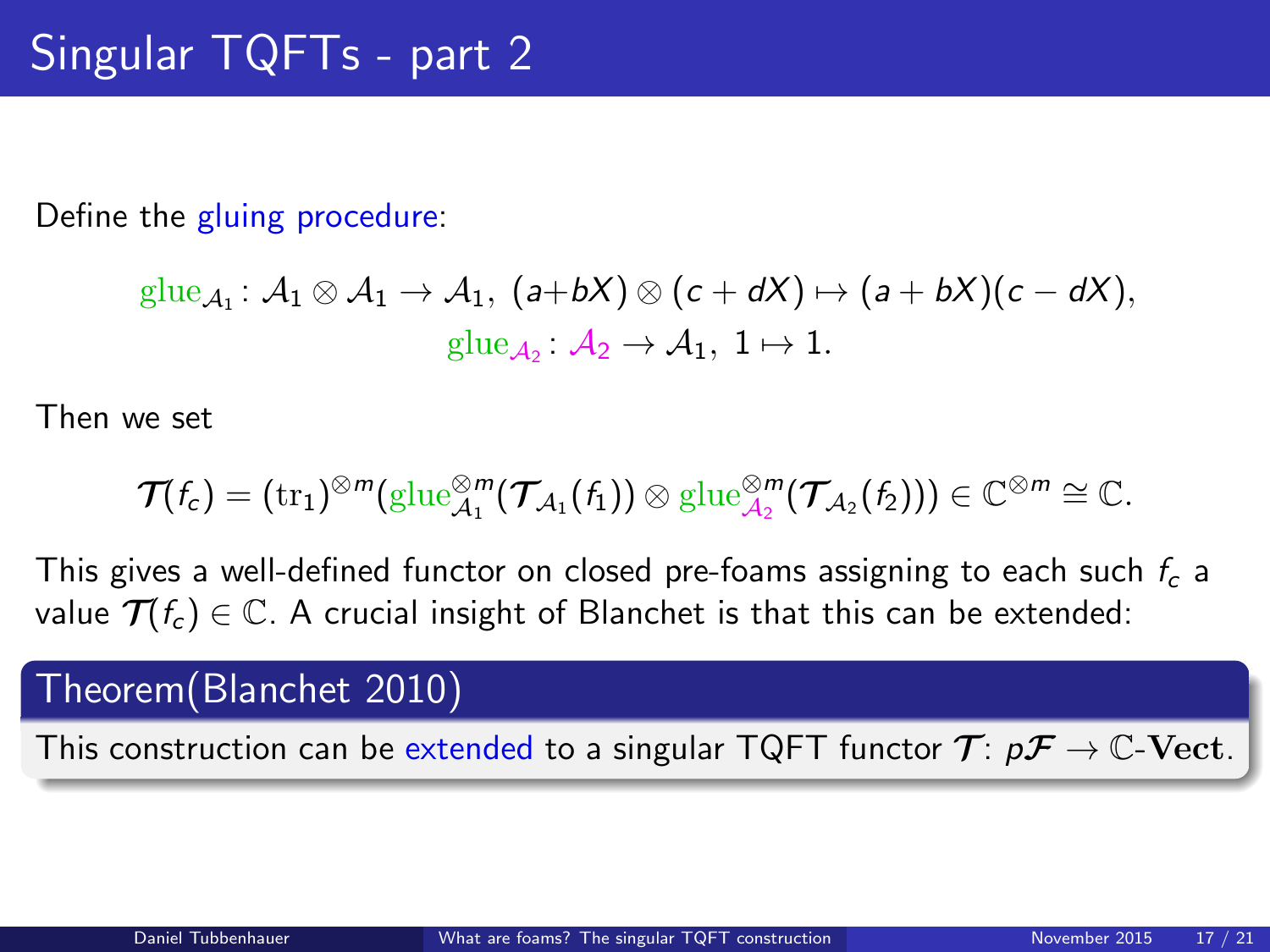# Singular TQFTs - part 2

Define the gluing procedure:

$$\mathrm{glue}_{\mathcal{A}_1}\colon \mathcal{A}_1 \otimes \mathcal{A}_1 \to \mathcal{A}_1,\ (a+bX)\otimes(c+dX) \mapsto (a+bX)(c-dX),$$
$$\mathrm{glue}_{\mathcal{A}_2}\colon \mathcal{A}_2 \to \mathcal{A}_1,\ 1 \mapsto 1.$$

Then we set

$$\mathcal{T}(f_c) = (\mathrm{tr}_1)^{\otimes m}(\mathrm{glue}_{\mathcal{A}_1}^{\otimes m}(\mathcal{T}_{\mathcal{A}_1}(f_1)) \otimes \mathrm{glue}_{\mathcal{A}_2}^{\otimes m}(\mathcal{T}_{\mathcal{A}_2}(f_2))) \in \mathbb{C}^{\otimes m} \cong \mathbb{C}.$$

This gives a well-defined functor on closed pre-foams assigning to each such $f_c$ a value $\mathcal{T}(f_c) \in \mathbb{C}$. A crucial insight of Blanchet is that this can be extended:

**Theorem(Blanchet 2010)**

This construction can be extended to a singular TQFT functor $\mathcal{T}\colon p\mathcal{F} \to \mathbb{C}\text{-}\mathbf{Vect}$.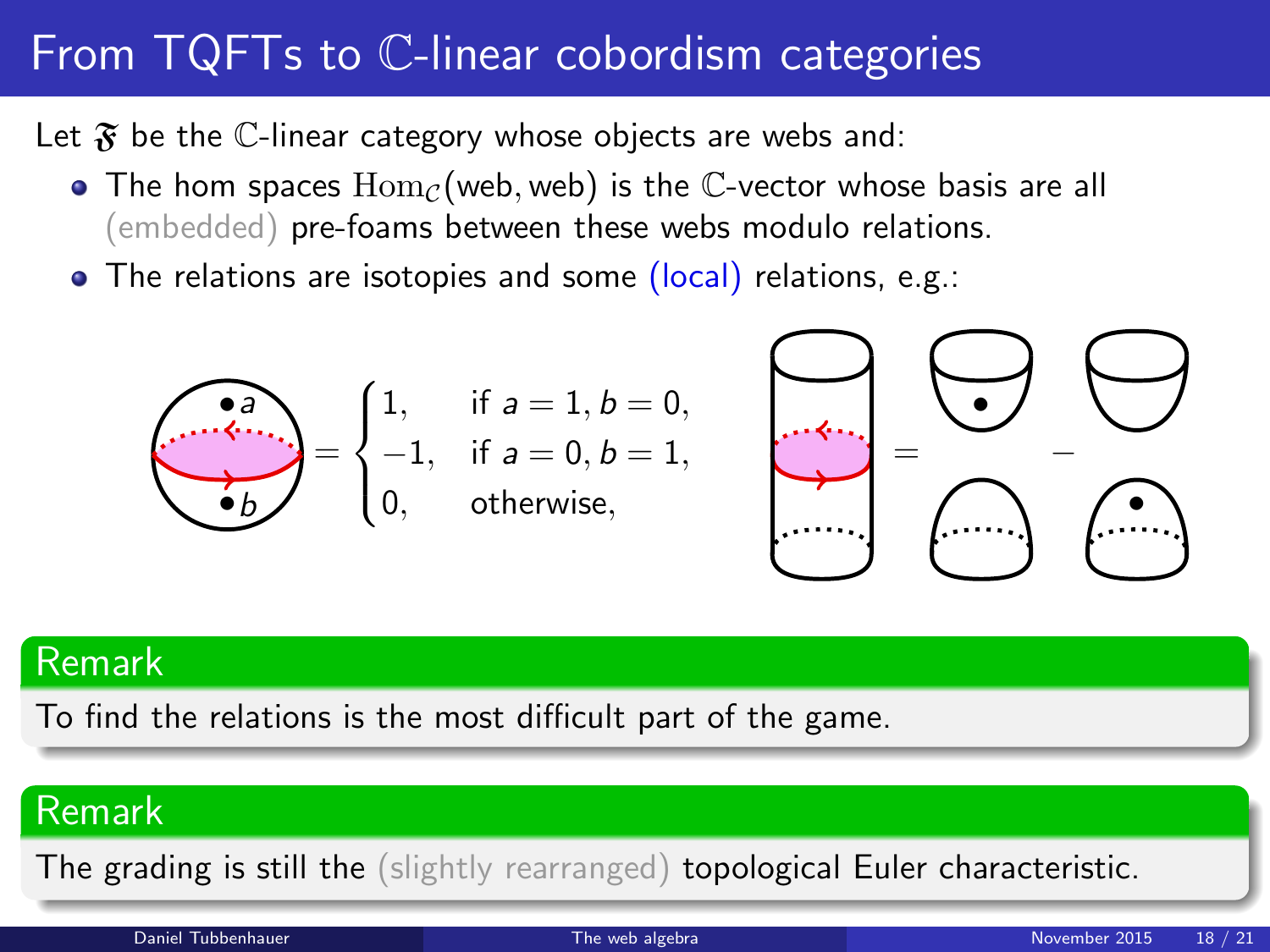# From TQFTs to $\mathbb{C}$-linear cobordism categories

Let $\mathfrak{F}$ be the $\mathbb{C}$-linear category whose objects are webs and:

- The hom spaces $\mathrm{Hom}_{\mathcal{C}}(\text{web}, \text{web})$ is the $\mathbb{C}$-vector whose basis are all (embedded) pre-foams between these webs modulo relations.
- The relations are isotopies and some (local) relations, e.g.:

$$= \begin{cases} 1, & \text{if } a = 1, b = 0, \\ -1, & \text{if } a = 0, b = 1, \\ 0, & \text{otherwise,} \end{cases}$$

## Remark

To find the relations is the most difficult part of the game.

## Remark

The grading is still the (slightly rearranged) topological Euler characteristic.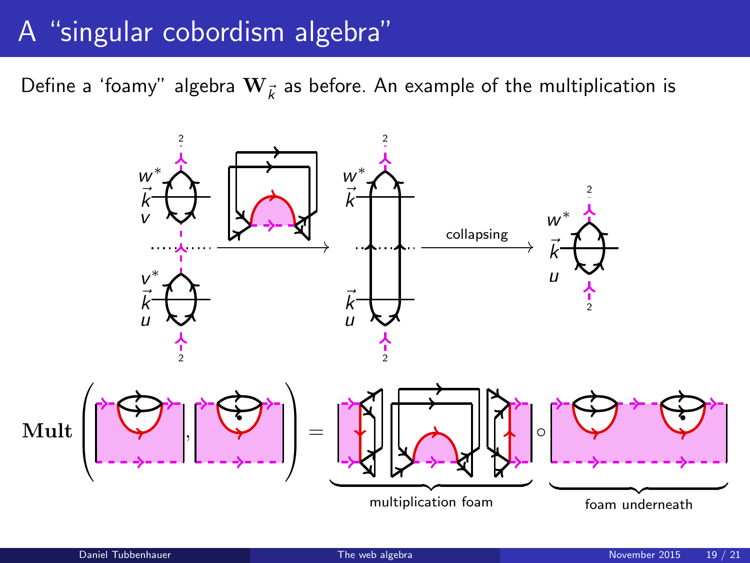# A "singular cobordism algebra"

Define a 'foamy" algebra $\mathbf{W}_{\vec{k}}$ as before. An example of the multiplication is

$w^*$ $\vec{k}$ $v$ $v^*$ $\vec{k}$ $u$ $\longrightarrow$ $w^*$ $\vec{k}$ $\vec{k}$ $u$ $\xrightarrow{\text{collapsing}}$ $w^*$ $\vec{k}$ $u$

$\mathbf{Mult}(\,\cdot\,,\,\cdot\,) = \underbrace{\qquad}_{\text{multiplication foam}} \circ \underbrace{\qquad}_{\text{foam underneath}}$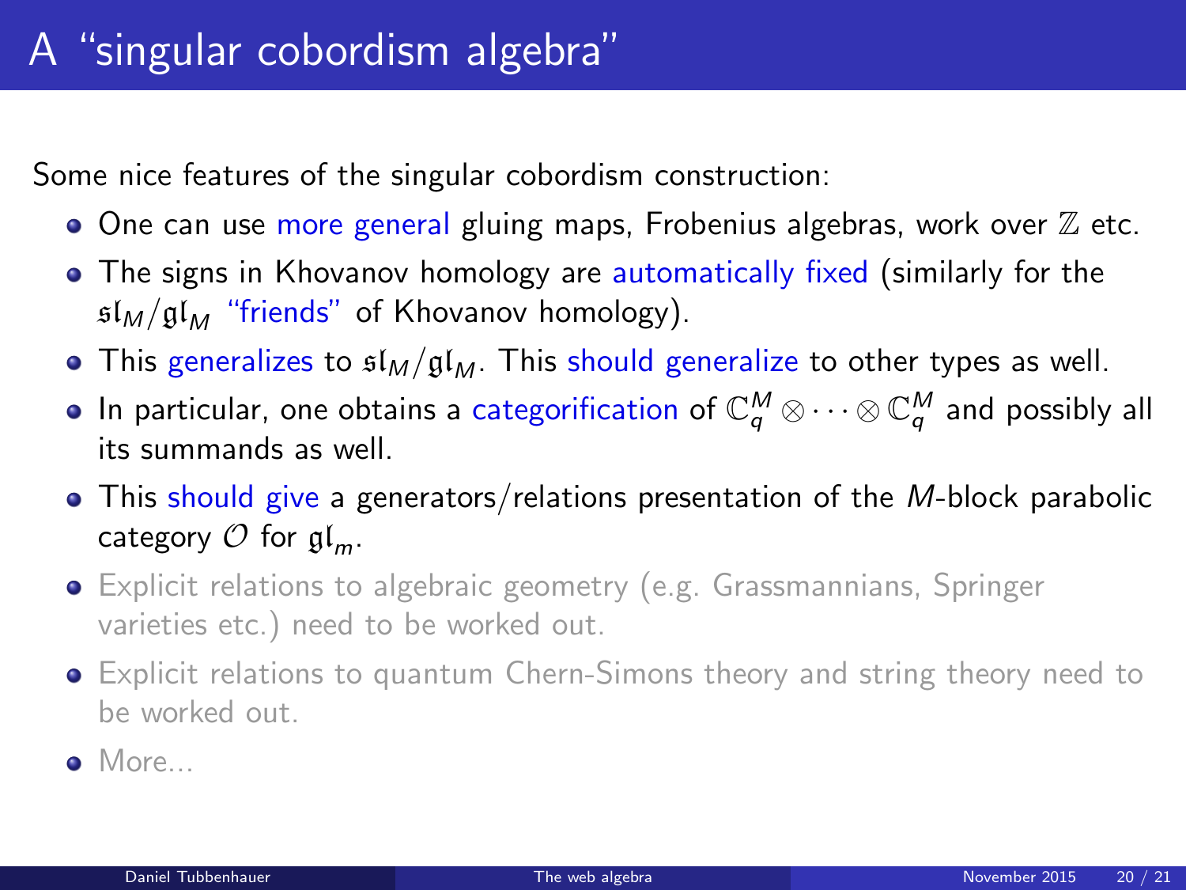# A "singular cobordism algebra"

Some nice features of the singular cobordism construction:

- One can use more general gluing maps, Frobenius algebras, work over $\mathbb{Z}$ etc.
- The signs in Khovanov homology are automatically fixed (similarly for the $\mathfrak{sl}_M/\mathfrak{gl}_M$ "friends" of Khovanov homology).
- This generalizes to $\mathfrak{sl}_M/\mathfrak{gl}_M$. This should generalize to other types as well.
- In particular, one obtains a categorification of $\mathbb{C}_q^M \otimes \cdots \otimes \mathbb{C}_q^M$ and possibly all its summands as well.
- This should give a generators/relations presentation of the $M$-block parabolic category $\mathcal{O}$ for $\mathfrak{gl}_m$.
- Explicit relations to algebraic geometry (e.g. Grassmannians, Springer varieties etc.) need to be worked out.
- Explicit relations to quantum Chern-Simons theory and string theory need to be worked out.
- More...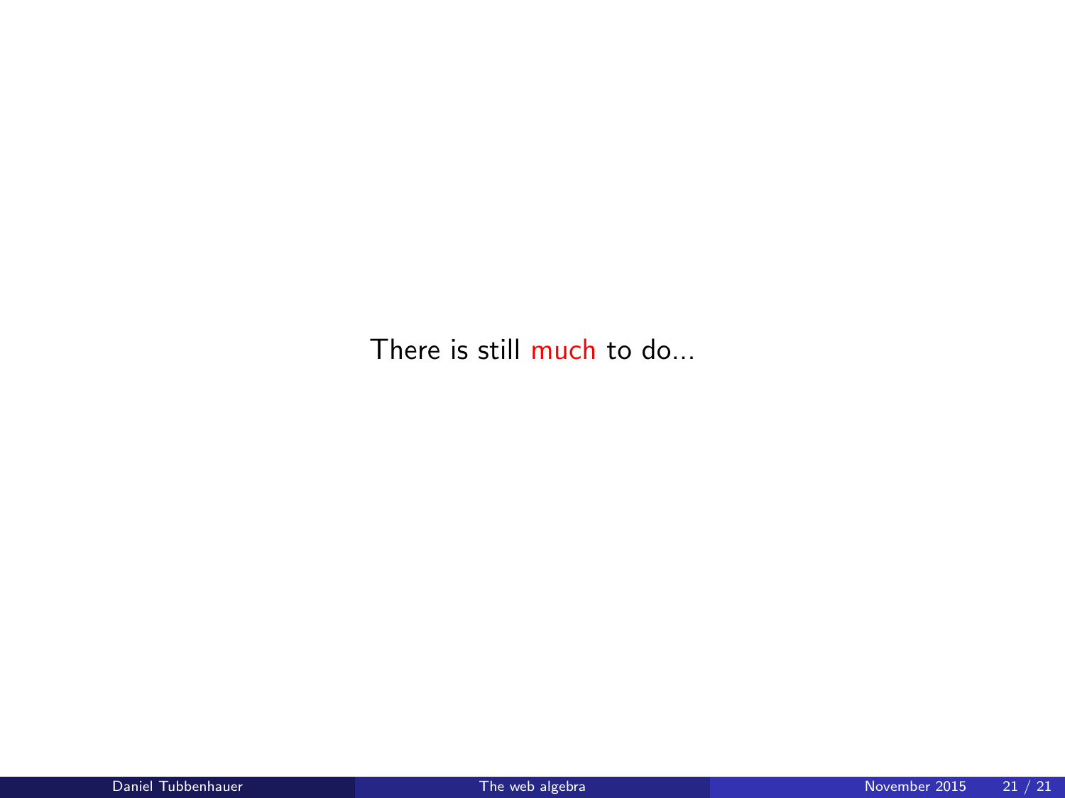There is still much to do...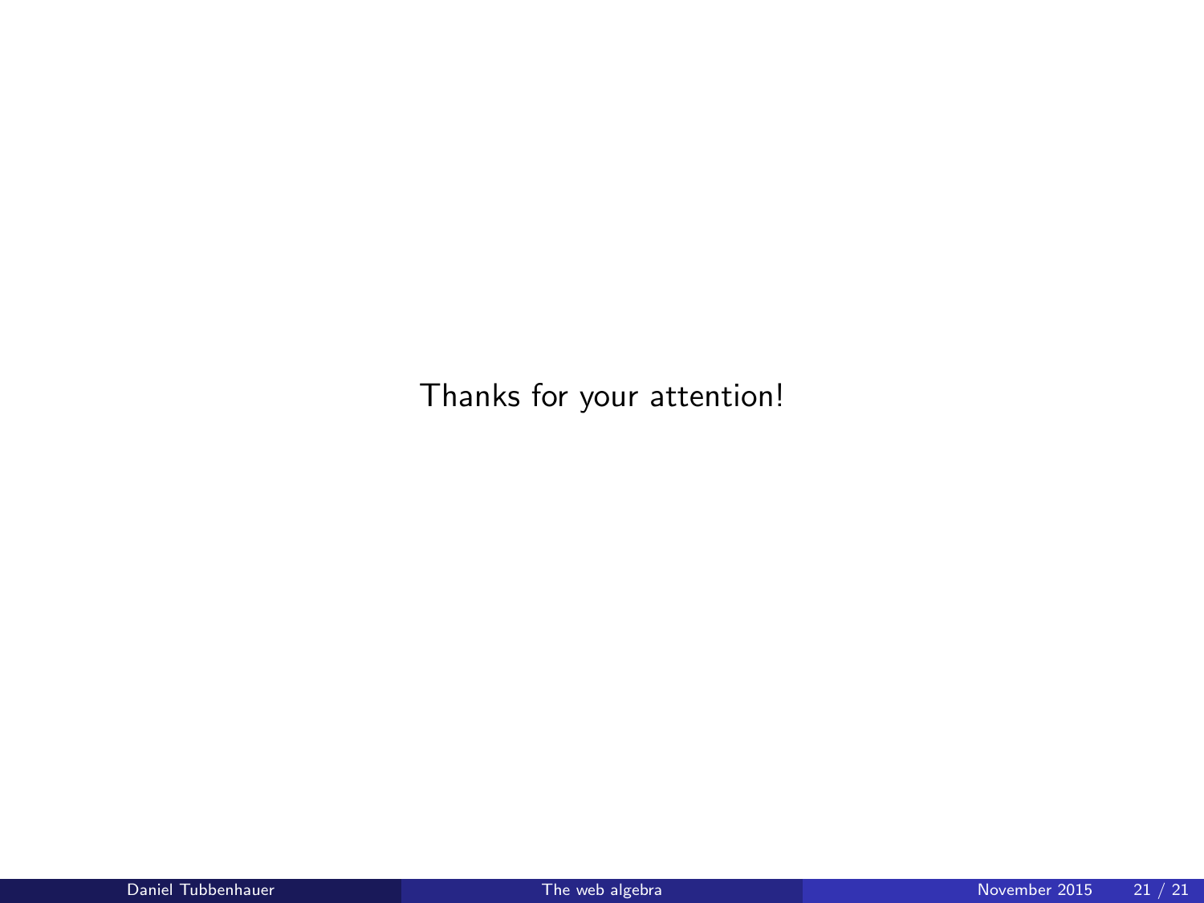Thanks for your attention!